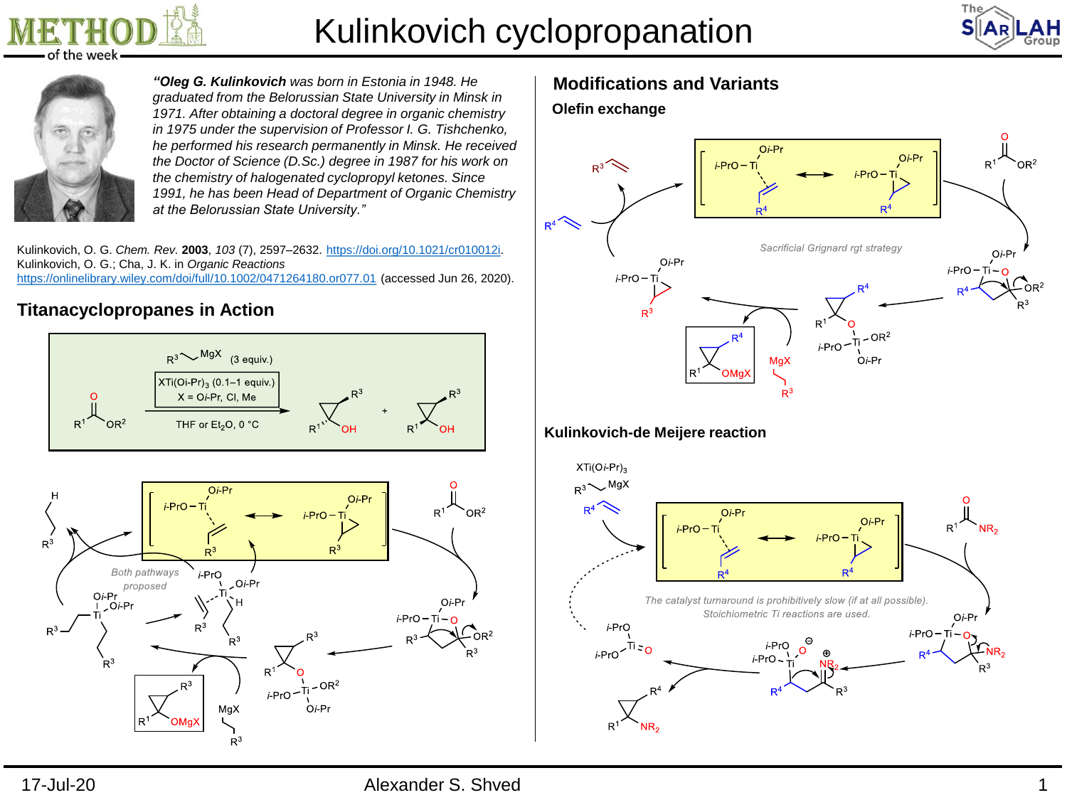# Kulinkovich cyclopropanation

*"**Oleg G. Kulinkovich** was born in Estonia in 1948. He graduated from the Belorussian State University in Minsk in 1971. After obtaining a doctoral degree in organic chemistry in 1975 under the supervision of Professor I. G. Tishchenko, he performed his research permanently in Minsk. He received the Doctor of Science (D.Sc.) degree in 1987 for his work on the chemistry of halogenated cyclopropyl ketones. Since 1991, he has been Head of Department of Organic Chemistry at the Belorussian State University."*

Kulinkovich, O. G. *Chem. Rev.* **2003**, *103* (7), 2597–2632. https://doi.org/10.1021/cr010012i.
Kulinkovich, O. G.; Cha, J. K. in *Organic Reactions* https://onlinelibrary.wiley.com/doi/full/10.1002/0471264180.or077.01 (accessed Jun 26, 2020).

## Titanacyclopropanes in Action

$R^3$CH$_2$CH$_2$MgX (3 equiv.); $XTi(Oi\text{-}Pr)_3$ (0.1–1 equiv.), X = O*i*-Pr, Cl, Me; THF or $Et_2O$, 0 °C

$R^1C(O)OR^2$ → cyclopropanols (two diastereomers)

Both pathways proposed

## Modifications and Variants

### Olefin exchange

Sacrificial Grignard rgt strategy

### Kulinkovich-de Meijere reaction

$XTi(Oi\text{-}Pr)_3$, $R^3$CH$_2$CH$_2$MgX, $R^4$CH=CH$_2$; $R^1C(O)NR_2$

The catalyst turnaround is prohibitively slow (if at all possible). Stoichiometric Ti reactions are used.

17-Jul-20 Alexander S. Shved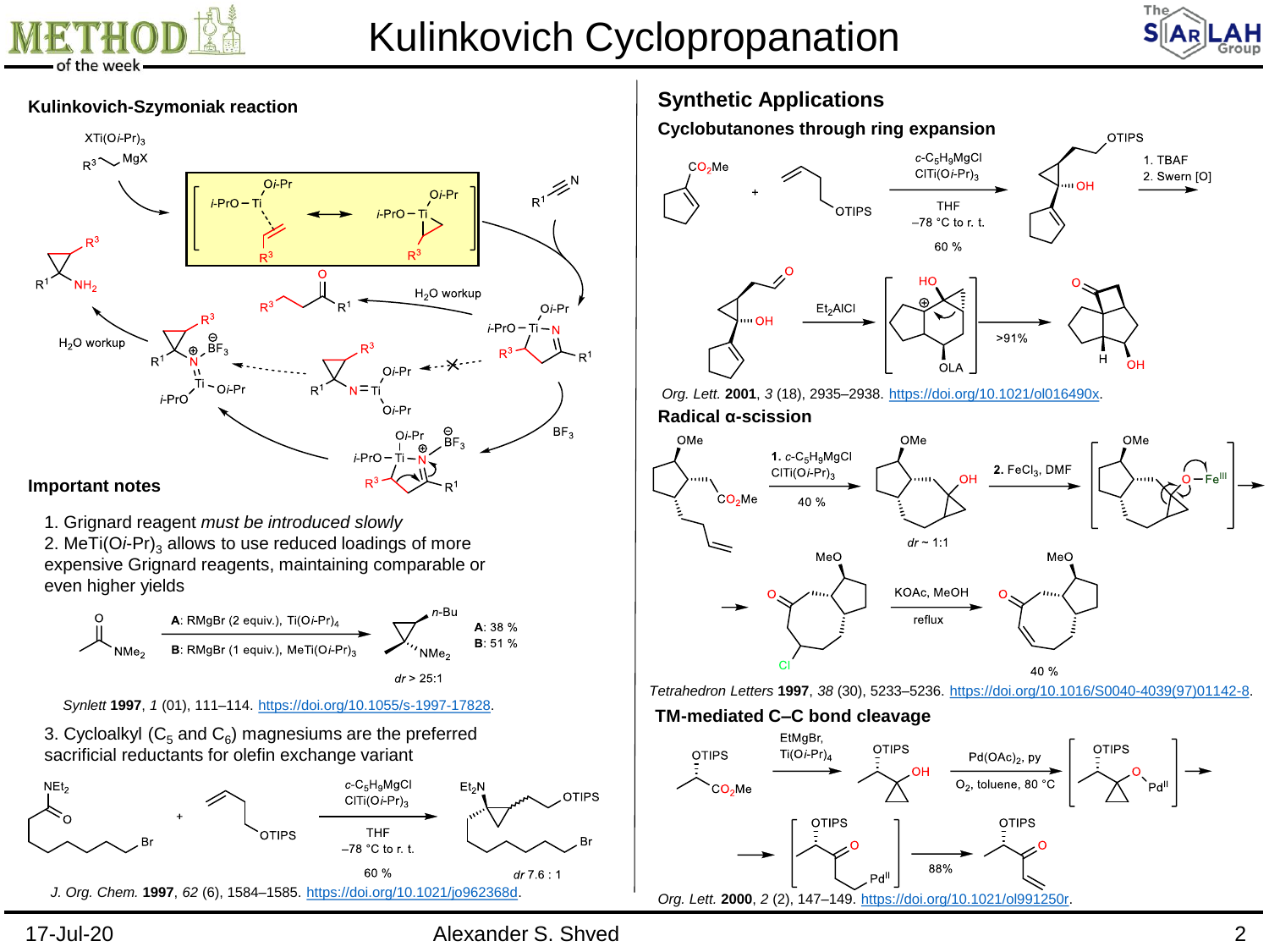# Kulinkovich Cyclopropanation

## Kulinkovich-Szymoniak reaction

$XTi(Oi\text{-}Pr)_3$

$R^3$ MgX

$R^1$–C≡N

BF$_3$

H$_2$O workup

H$_2$O workup

## Important notes

1. Grignard reagent *must be introduced slowly*
2. MeTi(O*i*-Pr)$_3$ allows to use reduced loadings of more expensive Grignard reagents, maintaining comparable or even higher yields

A: RMgBr (2 equiv.), Ti(O*i*-Pr)$_4$

B: RMgBr (1 equiv.), MeTi(O*i*-Pr)$_3$

*n*-Bu, NMe$_2$

A: 38 %
B: 51 %

*dr* > 25:1

*Synlett* **1997**, *1* (01), 111–114. https://doi.org/10.1055/s-1997-17828.

3. Cycloalkyl (C$_5$ and C$_6$) magnesiums are the preferred sacrificial reductants for olefin exchange variant

*c*-C$_5$H$_9$MgCl, ClTi(O*i*-Pr)$_3$, THF, –78 °C to r. t., 60 %

*dr* 7.6 : 1

*J. Org. Chem.* **1997**, *62* (6), 1584–1585. https://doi.org/10.1021/jo962368d.

## Synthetic Applications

### Cyclobutanones through ring expansion

*c*-C$_5$H$_9$MgCl, ClTi(O*i*-Pr)$_3$, THF, –78 °C to r. t., 60 %

1. TBAF
2. Swern [O]

Et$_2$AlCl

>91%

*Org. Lett.* **2001**, *3* (18), 2935–2938. https://doi.org/10.1021/ol016490x.

### Radical α-scission

1. *c*-C$_5$H$_9$MgCl, ClTi(O*i*-Pr)$_3$, 40 %

*dr* ~ 1:1

2. FeCl$_3$, DMF

KOAc, MeOH, reflux

40 %

*Tetrahedron Letters* **1997**, *38* (30), 5233–5236. https://doi.org/10.1016/S0040-4039(97)01142-8.

### TM-mediated C–C bond cleavage

EtMgBr, Ti(O*i*-Pr)$_4$

Pd(OAc)$_2$, py, O$_2$, toluene, 80 °C

88%

*Org. Lett.* **2000**, *2* (2), 147–149. https://doi.org/10.1021/ol991250r.